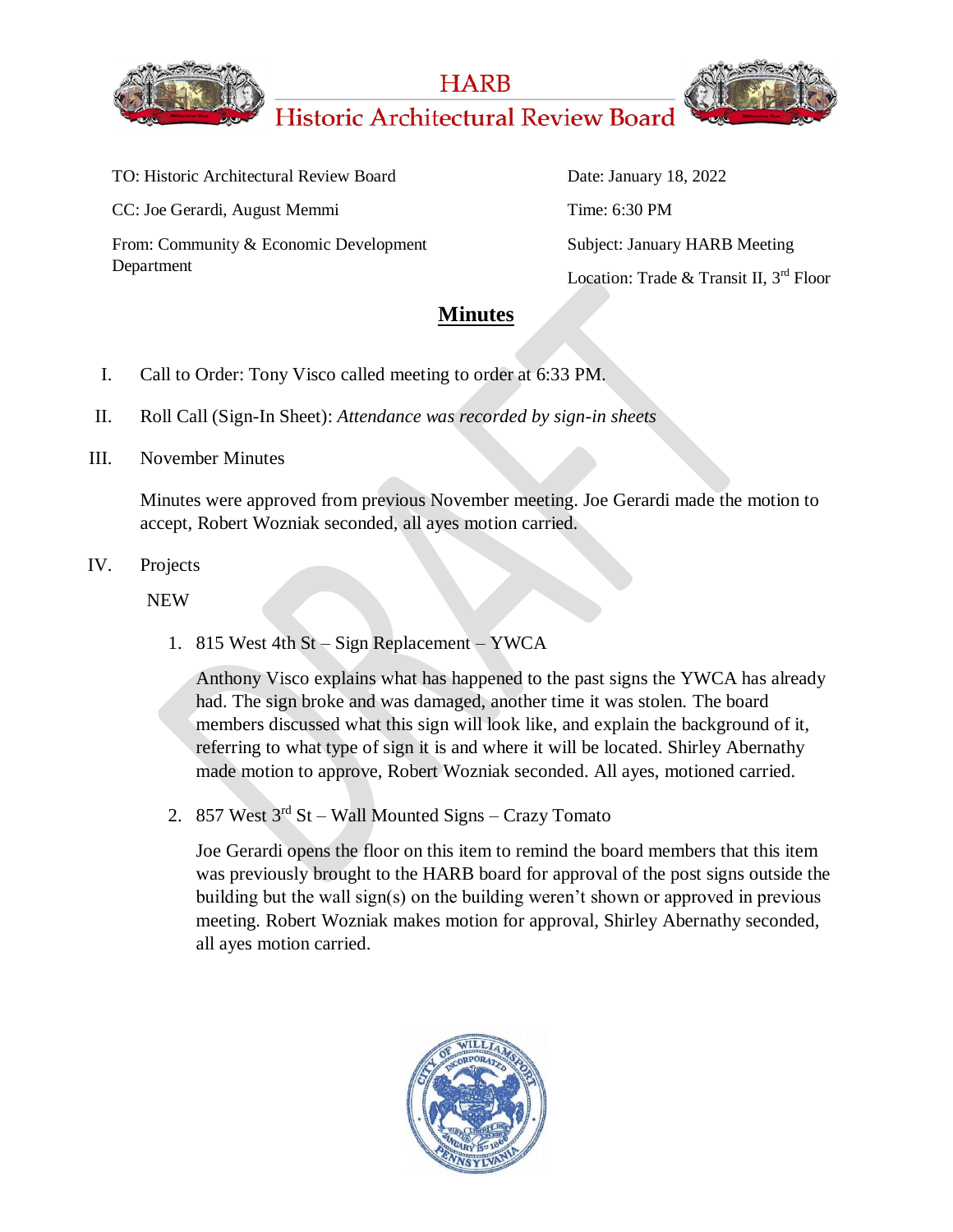# HARB

## Historic Architectural Review Board

TO: Historic Architectural Review Board

CC: Joe Gerardi, August Memmi

From: Community & Economic Development Department

Date: January 18, 2022

Time: 6:30 PM

Subject: January HARB Meeting

Location: Trade & Transit II, 3rd Floor

## **Minutes**

I. Call to Order: Tony Visco called meeting to order at 6:33 PM.

II. Roll Call (Sign-In Sheet): *Attendance was recorded by sign-in sheets*

III. November Minutes

Minutes were approved from previous November meeting. Joe Gerardi made the motion to accept, Robert Wozniak seconded, all ayes motion carried.

IV. Projects

NEW

1. 815 West 4th St – Sign Replacement – YWCA

   Anthony Visco explains what has happened to the past signs the YWCA has already had. The sign broke and was damaged, another time it was stolen. The board members discussed what this sign will look like, and explain the background of it, referring to what type of sign it is and where it will be located. Shirley Abernathy made motion to approve, Robert Wozniak seconded. All ayes, motioned carried.

2. 857 West 3rd St – Wall Mounted Signs – Crazy Tomato

   Joe Gerardi opens the floor on this item to remind the board members that this item was previously brought to the HARB board for approval of the post signs outside the building but the wall sign(s) on the building weren't shown or approved in previous meeting. Robert Wozniak makes motion for approval, Shirley Abernathy seconded, all ayes motion carried.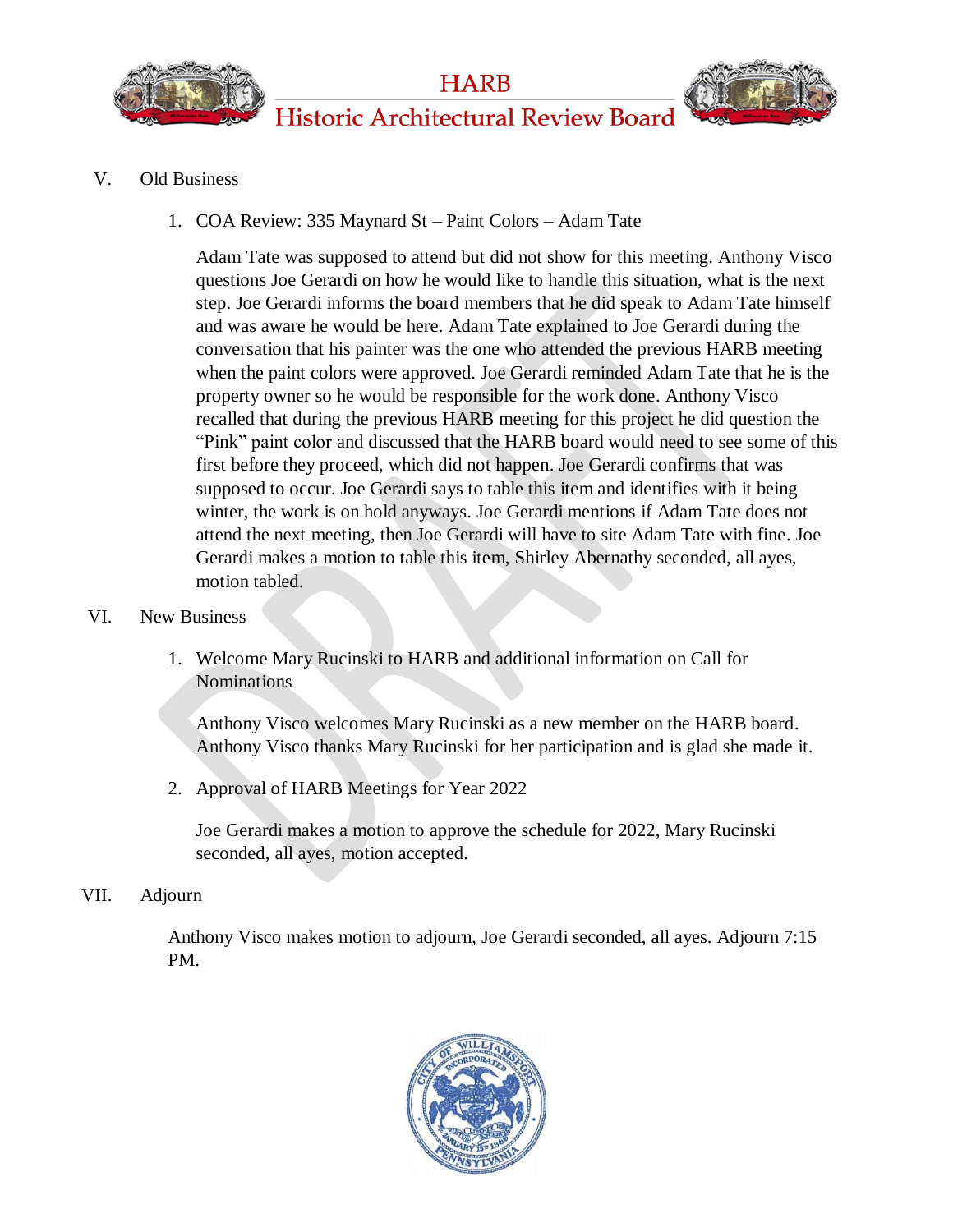V. Old Business

1. COA Review: 335 Maynard St – Paint Colors – Adam Tate

   Adam Tate was supposed to attend but did not show for this meeting. Anthony Visco questions Joe Gerardi on how he would like to handle this situation, what is the next step. Joe Gerardi informs the board members that he did speak to Adam Tate himself and was aware he would be here. Adam Tate explained to Joe Gerardi during the conversation that his painter was the one who attended the previous HARB meeting when the paint colors were approved. Joe Gerardi reminded Adam Tate that he is the property owner so he would be responsible for the work done. Anthony Visco recalled that during the previous HARB meeting for this project he did question the "Pink" paint color and discussed that the HARB board would need to see some of this first before they proceed, which did not happen. Joe Gerardi confirms that was supposed to occur. Joe Gerardi says to table this item and identifies with it being winter, the work is on hold anyways. Joe Gerardi mentions if Adam Tate does not attend the next meeting, then Joe Gerardi will have to site Adam Tate with fine. Joe Gerardi makes a motion to table this item, Shirley Abernathy seconded, all ayes, motion tabled.

VI. New Business

1. Welcome Mary Rucinski to HARB and additional information on Call for Nominations

   Anthony Visco welcomes Mary Rucinski as a new member on the HARB board. Anthony Visco thanks Mary Rucinski for her participation and is glad she made it.

2. Approval of HARB Meetings for Year 2022

   Joe Gerardi makes a motion to approve the schedule for 2022, Mary Rucinski seconded, all ayes, motion accepted.

VII. Adjourn

Anthony Visco makes motion to adjourn, Joe Gerardi seconded, all ayes. Adjourn 7:15 PM.